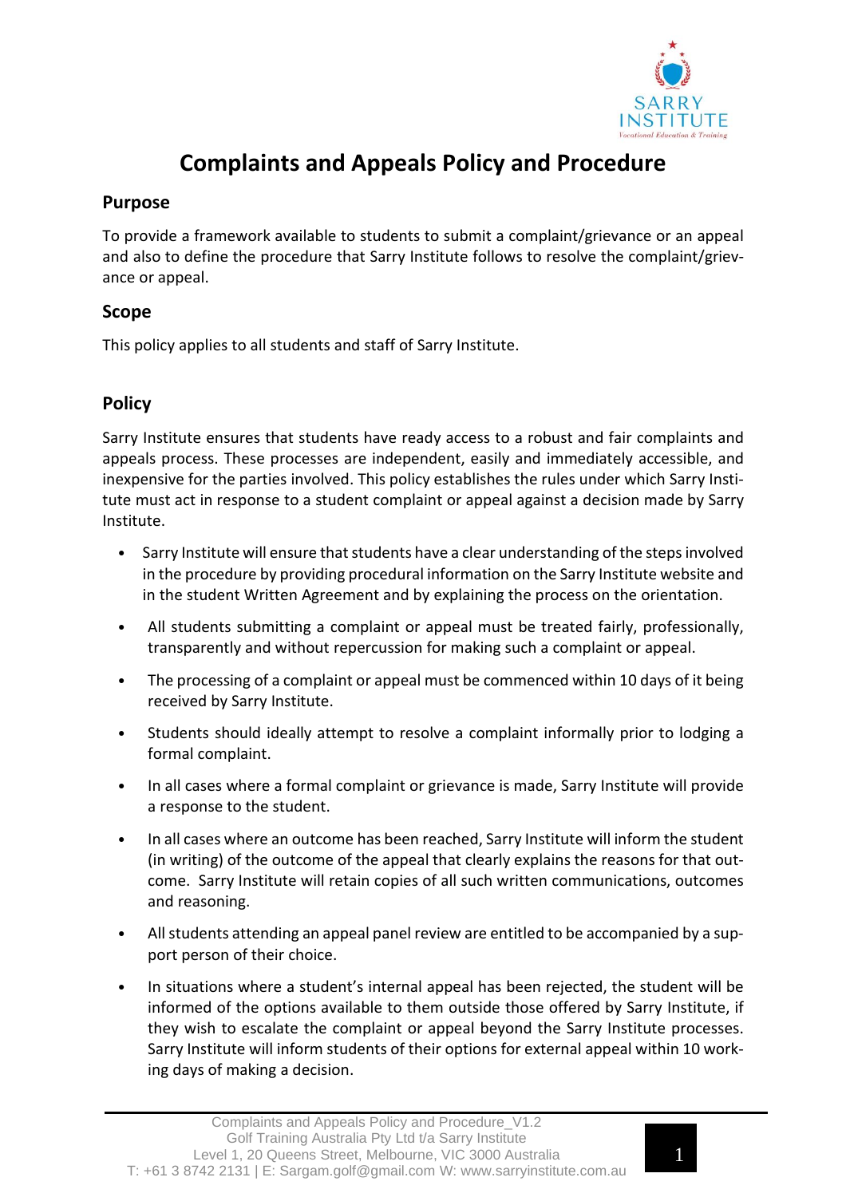# Complaints and Appeals Policy and Procedure

## Purpose

To provide a framework available to students to submit a complaint/grievance or an appeal and also to define the procedure that Sarry Institute follows to resolve the complaint/grievance or appeal.

## Scope

This policy applies to all students and staff of Sarry Institute.

## Policy

Sarry Institute ensures that students have ready access to a robust and fair complaints and appeals process. These processes are independent, easily and immediately accessible, and inexpensive for the parties involved. This policy establishes the rules under which Sarry Institute must act in response to a student complaint or appeal against a decision made by Sarry Institute.

- Sarry Institute will ensure that students have a clear understanding of the steps involved in the procedure by providing procedural information on the Sarry Institute website and in the student Written Agreement and by explaining the process on the orientation.
- All students submitting a complaint or appeal must be treated fairly, professionally, transparently and without repercussion for making such a complaint or appeal.
- The processing of a complaint or appeal must be commenced within 10 days of it being received by Sarry Institute.
- Students should ideally attempt to resolve a complaint informally prior to lodging a formal complaint.
- In all cases where a formal complaint or grievance is made, Sarry Institute will provide a response to the student.
- In all cases where an outcome has been reached, Sarry Institute will inform the student (in writing) of the outcome of the appeal that clearly explains the reasons for that outcome. Sarry Institute will retain copies of all such written communications, outcomes and reasoning.
- All students attending an appeal panel review are entitled to be accompanied by a support person of their choice.
- In situations where a student's internal appeal has been rejected, the student will be informed of the options available to them outside those offered by Sarry Institute, if they wish to escalate the complaint or appeal beyond the Sarry Institute processes. Sarry Institute will inform students of their options for external appeal within 10 working days of making a decision.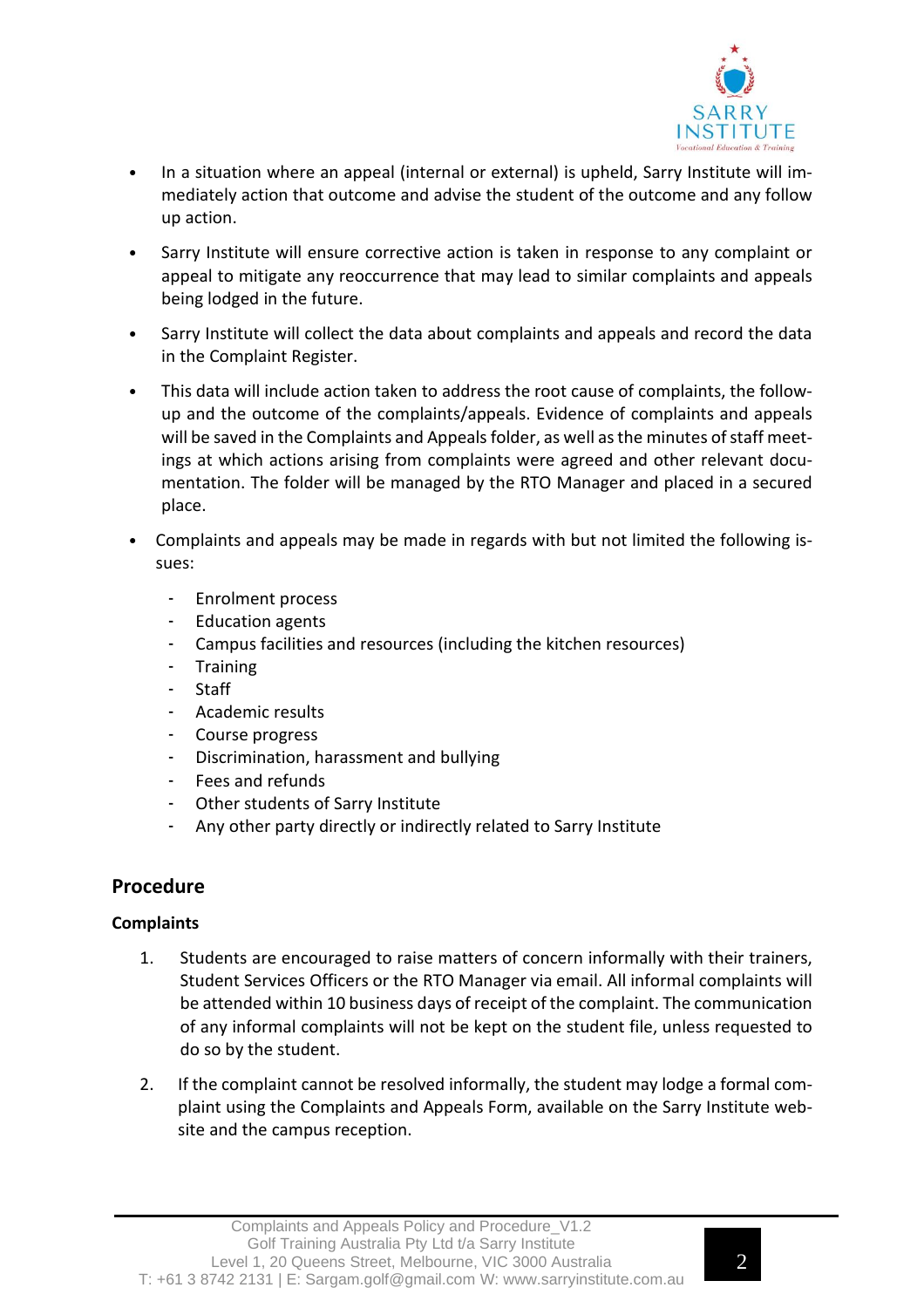- In a situation where an appeal (internal or external) is upheld, Sarry Institute will immediately action that outcome and advise the student of the outcome and any follow up action.

- Sarry Institute will ensure corrective action is taken in response to any complaint or appeal to mitigate any reoccurrence that may lead to similar complaints and appeals being lodged in the future.

- Sarry Institute will collect the data about complaints and appeals and record the data in the Complaint Register.

- This data will include action taken to address the root cause of complaints, the follow-up and the outcome of the complaints/appeals. Evidence of complaints and appeals will be saved in the Complaints and Appeals folder, as well as the minutes of staff meetings at which actions arising from complaints were agreed and other relevant documentation. The folder will be managed by the RTO Manager and placed in a secured place.

- Complaints and appeals may be made in regards with but not limited the following issues:

  - Enrolment process
  - Education agents
  - Campus facilities and resources (including the kitchen resources)
  - Training
  - Staff
  - Academic results
  - Course progress
  - Discrimination, harassment and bullying
  - Fees and refunds
  - Other students of Sarry Institute
  - Any other party directly or indirectly related to Sarry Institute

## Procedure

### Complaints

1. Students are encouraged to raise matters of concern informally with their trainers, Student Services Officers or the RTO Manager via email. All informal complaints will be attended within 10 business days of receipt of the complaint. The communication of any informal complaints will not be kept on the student file, unless requested to do so by the student.

2. If the complaint cannot be resolved informally, the student may lodge a formal complaint using the Complaints and Appeals Form, available on the Sarry Institute website and the campus reception.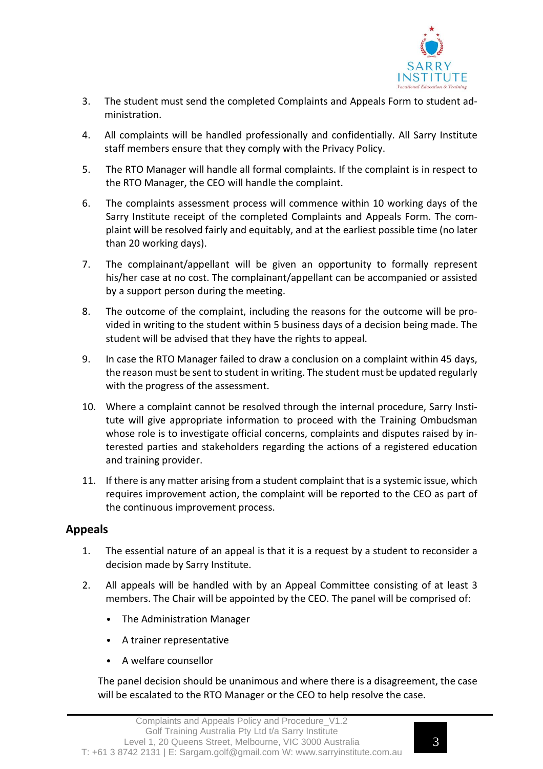3. The student must send the completed Complaints and Appeals Form to student administration.

4. All complaints will be handled professionally and confidentially. All Sarry Institute staff members ensure that they comply with the Privacy Policy.

5. The RTO Manager will handle all formal complaints. If the complaint is in respect to the RTO Manager, the CEO will handle the complaint.

6. The complaints assessment process will commence within 10 working days of the Sarry Institute receipt of the completed Complaints and Appeals Form. The complaint will be resolved fairly and equitably, and at the earliest possible time (no later than 20 working days).

7. The complainant/appellant will be given an opportunity to formally represent his/her case at no cost. The complainant/appellant can be accompanied or assisted by a support person during the meeting.

8. The outcome of the complaint, including the reasons for the outcome will be provided in writing to the student within 5 business days of a decision being made. The student will be advised that they have the rights to appeal.

9. In case the RTO Manager failed to draw a conclusion on a complaint within 45 days, the reason must be sent to student in writing. The student must be updated regularly with the progress of the assessment.

10. Where a complaint cannot be resolved through the internal procedure, Sarry Institute will give appropriate information to proceed with the Training Ombudsman whose role is to investigate official concerns, complaints and disputes raised by interested parties and stakeholders regarding the actions of a registered education and training provider.

11. If there is any matter arising from a student complaint that is a systemic issue, which requires improvement action, the complaint will be reported to the CEO as part of the continuous improvement process.

## Appeals

1. The essential nature of an appeal is that it is a request by a student to reconsider a decision made by Sarry Institute.

2. All appeals will be handled with by an Appeal Committee consisting of at least 3 members. The Chair will be appointed by the CEO. The panel will be comprised of:

   - The Administration Manager
   - A trainer representative
   - A welfare counsellor

   The panel decision should be unanimous and where there is a disagreement, the case will be escalated to the RTO Manager or the CEO to help resolve the case.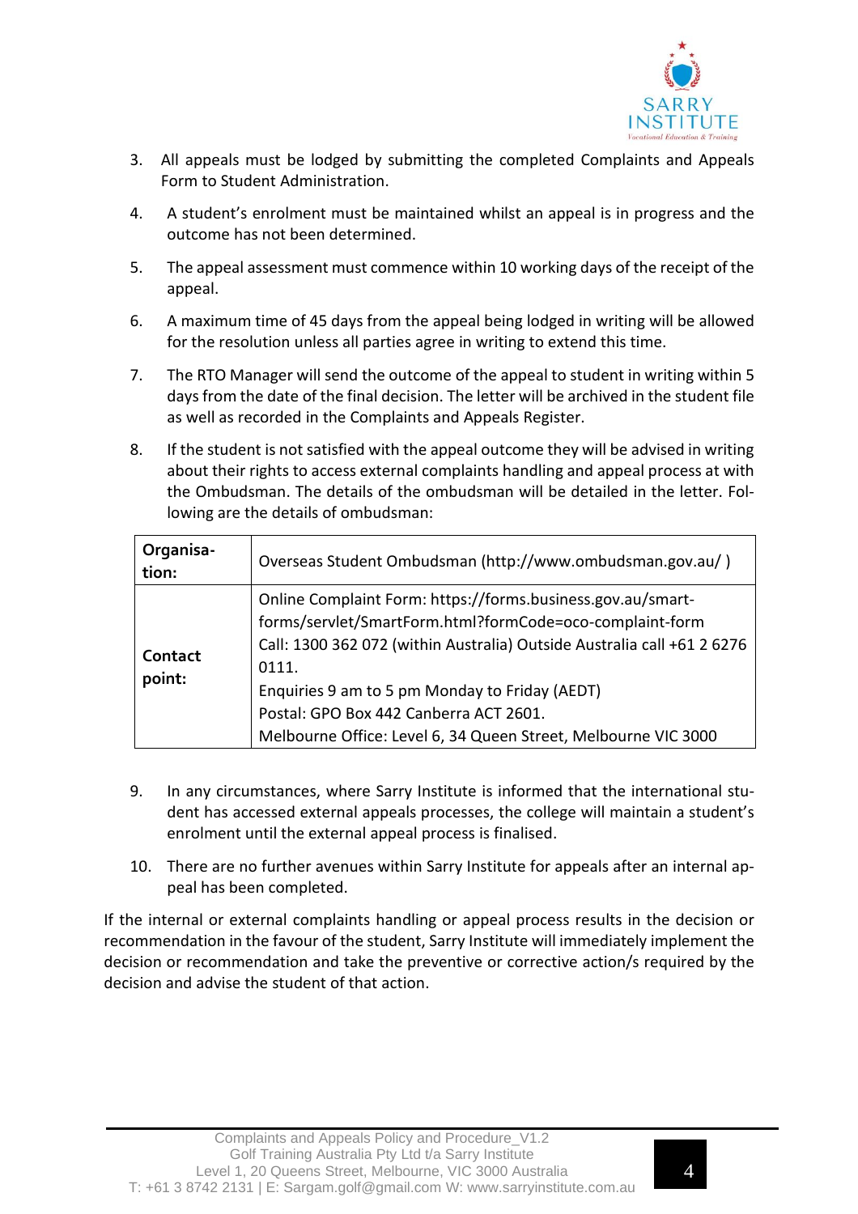3. All appeals must be lodged by submitting the completed Complaints and Appeals Form to Student Administration.
4. A student's enrolment must be maintained whilst an appeal is in progress and the outcome has not been determined.
5. The appeal assessment must commence within 10 working days of the receipt of the appeal.
6. A maximum time of 45 days from the appeal being lodged in writing will be allowed for the resolution unless all parties agree in writing to extend this time.
7. The RTO Manager will send the outcome of the appeal to student in writing within 5 days from the date of the final decision. The letter will be archived in the student file as well as recorded in the Complaints and Appeals Register.
8. If the student is not satisfied with the appeal outcome they will be advised in writing about their rights to access external complaints handling and appeal process at with the Ombudsman. The details of the ombudsman will be detailed in the letter. Following are the details of ombudsman:

| | |
|---|---|
| **Organisation:** | Overseas Student Ombudsman (http://www.ombudsman.gov.au/ ) |
| **Contact point:** | Online Complaint Form: https://forms.business.gov.au/smart-forms/servlet/SmartForm.html?formCode=oco-complaint-form<br>Call: 1300 362 072 (within Australia) Outside Australia call +61 2 6276 0111.<br>Enquiries 9 am to 5 pm Monday to Friday (AEDT)<br>Postal: GPO Box 442 Canberra ACT 2601.<br>Melbourne Office: Level 6, 34 Queen Street, Melbourne VIC 3000 |

9. In any circumstances, where Sarry Institute is informed that the international student has accessed external appeals processes, the college will maintain a student's enrolment until the external appeal process is finalised.
10. There are no further avenues within Sarry Institute for appeals after an internal appeal has been completed.

If the internal or external complaints handling or appeal process results in the decision or recommendation in the favour of the student, Sarry Institute will immediately implement the decision or recommendation and take the preventive or corrective action/s required by the decision and advise the student of that action.